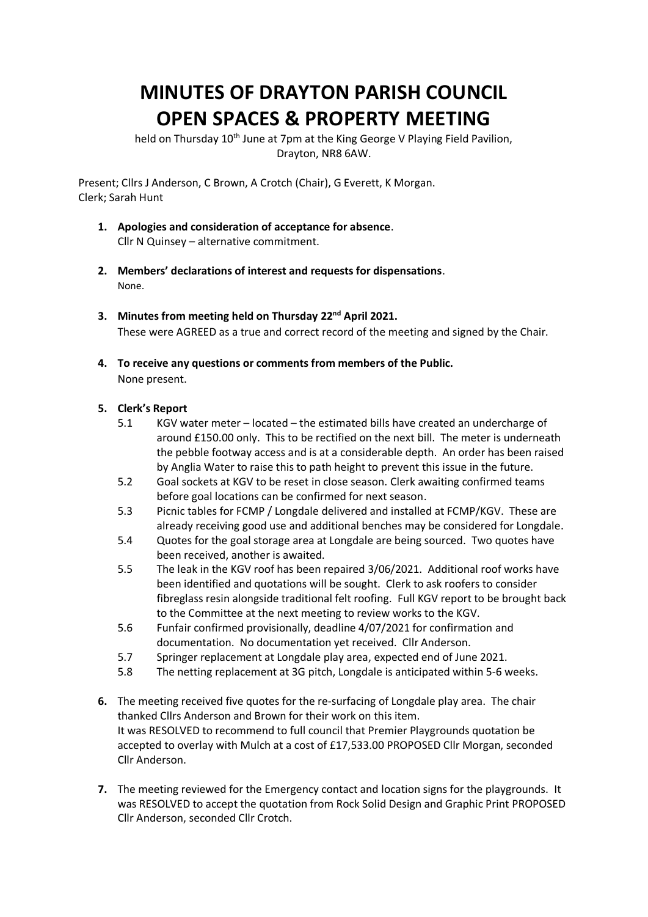# MINUTES OF DRAYTON PARISH COUNCIL OPEN SPACES & PROPERTY MEETING

held on Thursday 10th June at 7pm at the King George V Playing Field Pavilion, Drayton, NR8 6AW.

Present; Cllrs J Anderson, C Brown, A Crotch (Chair), G Everett, K Morgan.
Clerk; Sarah Hunt

1. **Apologies and consideration of acceptance for absence**.
   Cllr N Quinsey – alternative commitment.

2. **Members' declarations of interest and requests for dispensations**.
   None.

3. **Minutes from meeting held on Thursday 22nd April 2021.**
   These were AGREED as a true and correct record of the meeting and signed by the Chair.

4. **To receive any questions or comments from members of the Public.**
   None present.

5. **Clerk's Report**
   - 5.1 KGV water meter – located – the estimated bills have created an undercharge of around £150.00 only. This to be rectified on the next bill. The meter is underneath the pebble footway access and is at a considerable depth. An order has been raised by Anglia Water to raise this to path height to prevent this issue in the future.
   - 5.2 Goal sockets at KGV to be reset in close season. Clerk awaiting confirmed teams before goal locations can be confirmed for next season.
   - 5.3 Picnic tables for FCMP / Longdale delivered and installed at FCMP/KGV. These are already receiving good use and additional benches may be considered for Longdale.
   - 5.4 Quotes for the goal storage area at Longdale are being sourced. Two quotes have been received, another is awaited.
   - 5.5 The leak in the KGV roof has been repaired 3/06/2021. Additional roof works have been identified and quotations will be sought. Clerk to ask roofers to consider fibreglass resin alongside traditional felt roofing. Full KGV report to be brought back to the Committee at the next meeting to review works to the KGV.
   - 5.6 Funfair confirmed provisionally, deadline 4/07/2021 for confirmation and documentation. No documentation yet received. Cllr Anderson.
   - 5.7 Springer replacement at Longdale play area, expected end of June 2021.
   - 5.8 The netting replacement at 3G pitch, Longdale is anticipated within 5-6 weeks.

6. The meeting received five quotes for the re-surfacing of Longdale play area. The chair thanked Cllrs Anderson and Brown for their work on this item.
   It was RESOLVED to recommend to full council that Premier Playgrounds quotation be accepted to overlay with Mulch at a cost of £17,533.00 PROPOSED Cllr Morgan, seconded Cllr Anderson.

7. The meeting reviewed for the Emergency contact and location signs for the playgrounds. It was RESOLVED to accept the quotation from Rock Solid Design and Graphic Print PROPOSED Cllr Anderson, seconded Cllr Crotch.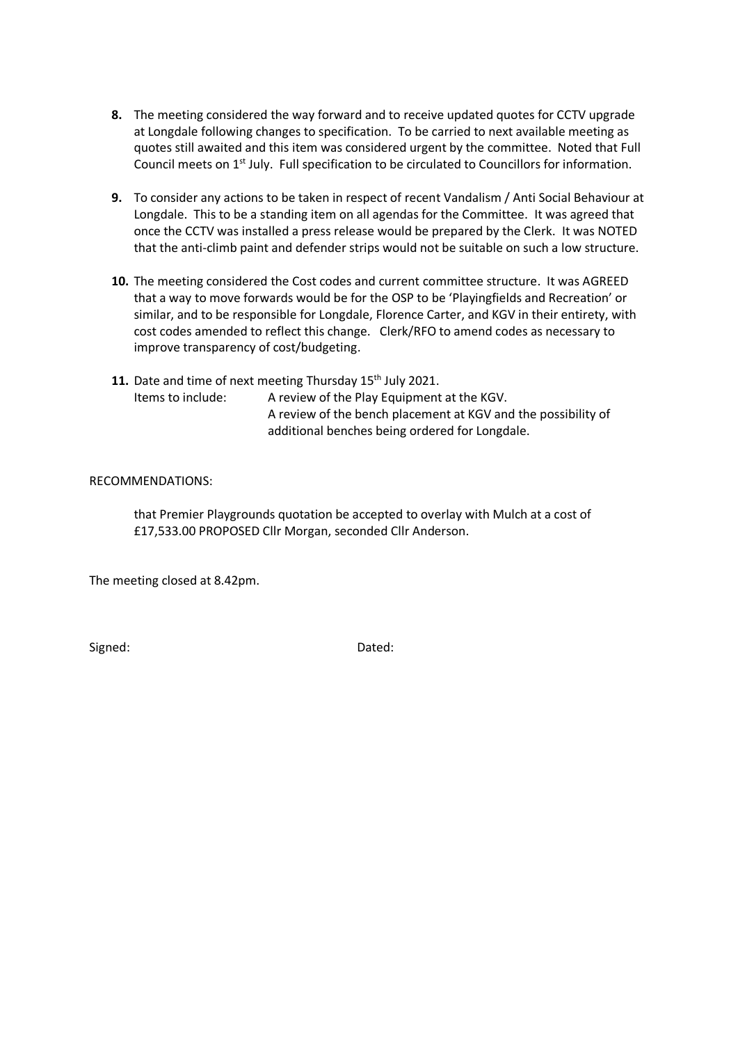**8.** The meeting considered the way forward and to receive updated quotes for CCTV upgrade at Longdale following changes to specification. To be carried to next available meeting as quotes still awaited and this item was considered urgent by the committee. Noted that Full Council meets on 1st July. Full specification to be circulated to Councillors for information.

**9.** To consider any actions to be taken in respect of recent Vandalism / Anti Social Behaviour at Longdale. This to be a standing item on all agendas for the Committee. It was agreed that once the CCTV was installed a press release would be prepared by the Clerk. It was NOTED that the anti-climb paint and defender strips would not be suitable on such a low structure.

**10.** The meeting considered the Cost codes and current committee structure. It was AGREED that a way to move forwards would be for the OSP to be 'Playingfields and Recreation' or similar, and to be responsible for Longdale, Florence Carter, and KGV in their entirety, with cost codes amended to reflect this change. Clerk/RFO to amend codes as necessary to improve transparency of cost/budgeting.

**11.** Date and time of next meeting Thursday 15th July 2021.

Items to include: A review of the Play Equipment at the KGV.
A review of the bench placement at KGV and the possibility of additional benches being ordered for Longdale.

RECOMMENDATIONS:

that Premier Playgrounds quotation be accepted to overlay with Mulch at a cost of £17,533.00 PROPOSED Cllr Morgan, seconded Cllr Anderson.

The meeting closed at 8.42pm.

Signed: Dated: